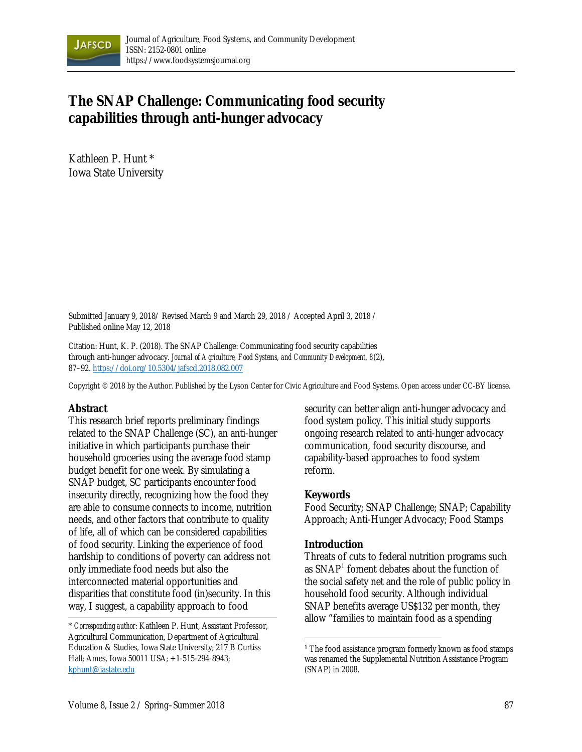# The SNAP Challenge: Communicating food security capabilities through anti-hunger advocacy

Kathleen P. Hunt *
Iowa State University

Submitted January 9, 2018 / Revised March 9 and March 29, 2018 / Accepted April 3, 2018 / Published online May 12, 2018

Citation: Hunt, K. P. (2018). The SNAP Challenge: Communicating food security capabilities through anti-hunger advocacy. *Journal of Agriculture, Food Systems, and Community Development, 8*(2), 87–92. https://doi.org/10.5304/jafscd.2018.082.007

Copyright © 2018 by the Author. Published by the Lyson Center for Civic Agriculture and Food Systems. Open access under CC-BY license.

## Abstract

This research brief reports preliminary findings related to the SNAP Challenge (SC), an anti-hunger initiative in which participants purchase their household groceries using the average food stamp budget benefit for one week. By simulating a SNAP budget, SC participants encounter food insecurity directly, recognizing how the food they are able to consume connects to income, nutrition needs, and other factors that contribute to quality of life, all of which can be considered capabilities of food security. Linking the experience of food hardship to conditions of poverty can address not only immediate food needs but also the interconnected material opportunities and disparities that constitute food (in)security. In this way, I suggest, a capability approach to food security can better align anti-hunger advocacy and food system policy. This initial study supports ongoing research related to anti-hunger advocacy communication, food security discourse, and capability-based approaches to food system reform.

## Keywords

Food Security; SNAP Challenge; SNAP; Capability Approach; Anti-Hunger Advocacy; Food Stamps

## Introduction

Threats of cuts to federal nutrition programs such as SNAP[1] foment debates about the function of the social safety net and the role of public policy in household food security. Although individual SNAP benefits average US$132 per month, they allow "families to maintain food as a spending

---

* *Corresponding author*: Kathleen P. Hunt, Assistant Professor, Agricultural Communication, Department of Agricultural Education & Studies, Iowa State University; 217 B Curtiss Hall; Ames, Iowa 50011 USA; +1-515-294-8943; kphunt@iastate.edu

[1] The food assistance program formerly known as food stamps was renamed the Supplemental Nutrition Assistance Program (SNAP) in 2008.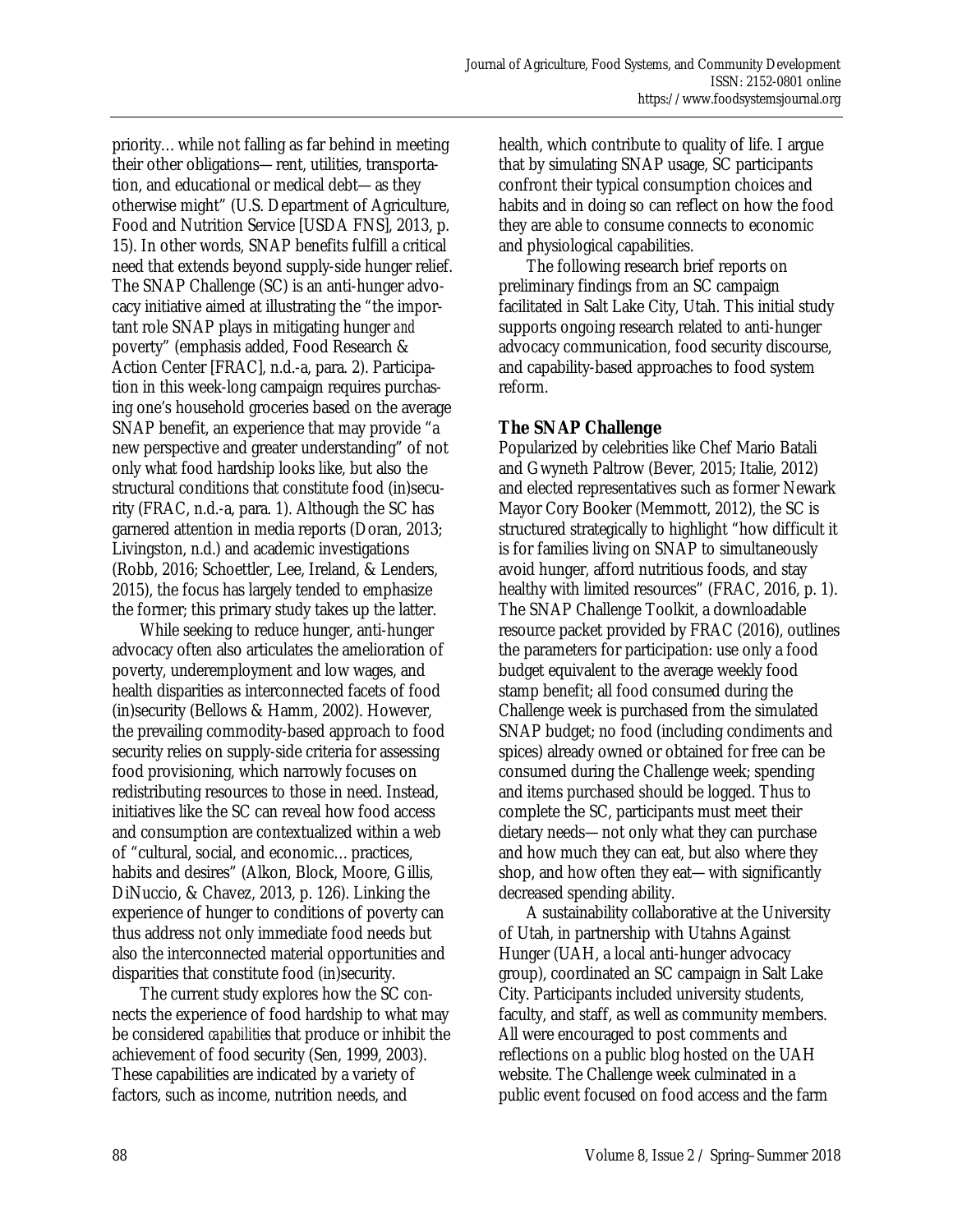priority… while not falling as far behind in meeting their other obligations—rent, utilities, transportation, and educational or medical debt—as they otherwise might" (U.S. Department of Agriculture, Food and Nutrition Service [USDA FNS], 2013, p. 15). In other words, SNAP benefits fulfill a critical need that extends beyond supply-side hunger relief. The SNAP Challenge (SC) is an anti-hunger advocacy initiative aimed at illustrating the "the important role SNAP plays in mitigating hunger *and* poverty" (emphasis added, Food Research & Action Center [FRAC], n.d.-a, para. 2). Participation in this week-long campaign requires purchasing one's household groceries based on the average SNAP benefit, an experience that may provide "a new perspective and greater understanding" of not only what food hardship looks like, but also the structural conditions that constitute food (in)security (FRAC, n.d.-a, para. 1). Although the SC has garnered attention in media reports (Doran, 2013; Livingston, n.d.) and academic investigations (Robb, 2016; Schoettler, Lee, Ireland, & Lenders, 2015), the focus has largely tended to emphasize the former; this primary study takes up the latter.

While seeking to reduce hunger, anti-hunger advocacy often also articulates the amelioration of poverty, underemployment and low wages, and health disparities as interconnected facets of food (in)security (Bellows & Hamm, 2002). However, the prevailing commodity-based approach to food security relies on supply-side criteria for assessing food provisioning, which narrowly focuses on redistributing resources to those in need. Instead, initiatives like the SC can reveal how food access and consumption are contextualized within a web of "cultural, social, and economic… practices, habits and desires" (Alkon, Block, Moore, Gillis, DiNuccio, & Chavez, 2013, p. 126). Linking the experience of hunger to conditions of poverty can thus address not only immediate food needs but also the interconnected material opportunities and disparities that constitute food (in)security.

The current study explores how the SC connects the experience of food hardship to what may be considered *capabilities* that produce or inhibit the achievement of food security (Sen, 1999, 2003). These capabilities are indicated by a variety of factors, such as income, nutrition needs, and health, which contribute to quality of life. I argue that by simulating SNAP usage, SC participants confront their typical consumption choices and habits and in doing so can reflect on how the food they are able to consume connects to economic and physiological capabilities.

The following research brief reports on preliminary findings from an SC campaign facilitated in Salt Lake City, Utah. This initial study supports ongoing research related to anti-hunger advocacy communication, food security discourse, and capability-based approaches to food system reform.

## The SNAP Challenge

Popularized by celebrities like Chef Mario Batali and Gwyneth Paltrow (Bever, 2015; Italie, 2012) and elected representatives such as former Newark Mayor Cory Booker (Memmott, 2012), the SC is structured strategically to highlight "how difficult it is for families living on SNAP to simultaneously avoid hunger, afford nutritious foods, and stay healthy with limited resources" (FRAC, 2016, p. 1). The SNAP Challenge Toolkit, a downloadable resource packet provided by FRAC (2016), outlines the parameters for participation: use only a food budget equivalent to the average weekly food stamp benefit; all food consumed during the Challenge week is purchased from the simulated SNAP budget; no food (including condiments and spices) already owned or obtained for free can be consumed during the Challenge week; spending and items purchased should be logged. Thus to complete the SC, participants must meet their dietary needs—not only what they can purchase and how much they can eat, but also where they shop, and how often they eat—with significantly decreased spending ability.

A sustainability collaborative at the University of Utah, in partnership with Utahns Against Hunger (UAH, a local anti-hunger advocacy group), coordinated an SC campaign in Salt Lake City. Participants included university students, faculty, and staff, as well as community members. All were encouraged to post comments and reflections on a public blog hosted on the UAH website. The Challenge week culminated in a public event focused on food access and the farm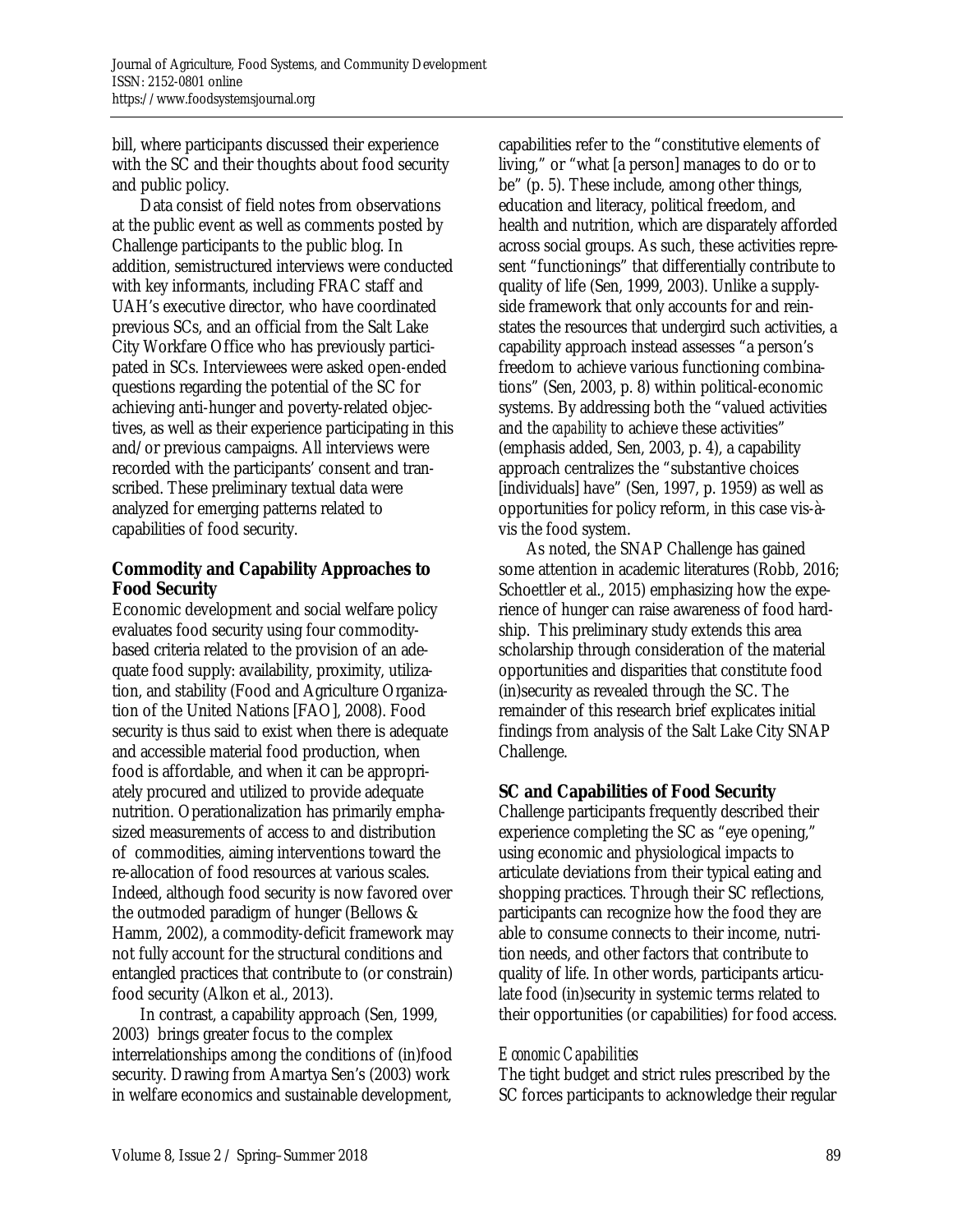bill, where participants discussed their experience with the SC and their thoughts about food security and public policy.

Data consist of field notes from observations at the public event as well as comments posted by Challenge participants to the public blog. In addition, semistructured interviews were conducted with key informants, including FRAC staff and UAH's executive director, who have coordinated previous SCs, and an official from the Salt Lake City Workfare Office who has previously participated in SCs. Interviewees were asked open-ended questions regarding the potential of the SC for achieving anti-hunger and poverty-related objectives, as well as their experience participating in this and/or previous campaigns. All interviews were recorded with the participants' consent and transcribed. These preliminary textual data were analyzed for emerging patterns related to capabilities of food security.

## Commodity and Capability Approaches to Food Security

Economic development and social welfare policy evaluates food security using four commodity-based criteria related to the provision of an adequate food supply: availability, proximity, utilization, and stability (Food and Agriculture Organization of the United Nations [FAO], 2008). Food security is thus said to exist when there is adequate and accessible material food production, when food is affordable, and when it can be appropriately procured and utilized to provide adequate nutrition. Operationalization has primarily emphasized measurements of access to and distribution of commodities, aiming interventions toward the re-allocation of food resources at various scales. Indeed, although food security is now favored over the outmoded paradigm of hunger (Bellows & Hamm, 2002), a commodity-deficit framework may not fully account for the structural conditions and entangled practices that contribute to (or constrain) food security (Alkon et al., 2013).

In contrast, a capability approach (Sen, 1999, 2003) brings greater focus to the complex interrelationships among the conditions of (in)food security. Drawing from Amartya Sen's (2003) work in welfare economics and sustainable development, capabilities refer to the "constitutive elements of living," or "what [a person] manages to do or to be" (p. 5). These include, among other things, education and literacy, political freedom, and health and nutrition, which are disparately afforded across social groups. As such, these activities represent "functionings" that differentially contribute to quality of life (Sen, 1999, 2003). Unlike a supply-side framework that only accounts for and reinstates the resources that undergird such activities, a capability approach instead assesses "a person's freedom to achieve various functioning combinations" (Sen, 2003, p. 8) within political-economic systems. By addressing both the "valued activities and the *capability* to achieve these activities" (emphasis added, Sen, 2003, p. 4), a capability approach centralizes the "substantive choices [individuals] have" (Sen, 1997, p. 1959) as well as opportunities for policy reform, in this case vis-à-vis the food system.

As noted, the SNAP Challenge has gained some attention in academic literatures (Robb, 2016; Schoettler et al., 2015) emphasizing how the experience of hunger can raise awareness of food hardship. This preliminary study extends this area scholarship through consideration of the material opportunities and disparities that constitute food (in)security as revealed through the SC. The remainder of this research brief explicates initial findings from analysis of the Salt Lake City SNAP Challenge.

## SC and Capabilities of Food Security

Challenge participants frequently described their experience completing the SC as "eye opening," using economic and physiological impacts to articulate deviations from their typical eating and shopping practices. Through their SC reflections, participants can recognize how the food they are able to consume connects to their income, nutrition needs, and other factors that contribute to quality of life. In other words, participants articulate food (in)security in systemic terms related to their opportunities (or capabilities) for food access.

### *Economic Capabilities*

The tight budget and strict rules prescribed by the SC forces participants to acknowledge their regular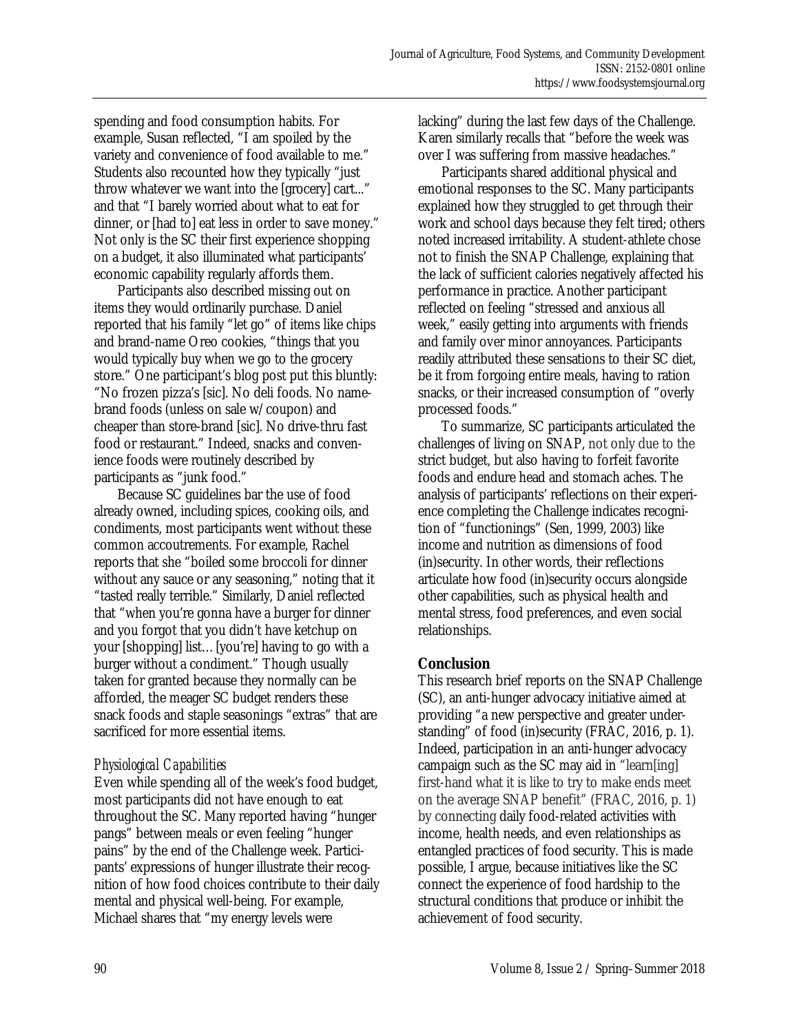spending and food consumption habits. For example, Susan reflected, "I am spoiled by the variety and convenience of food available to me." Students also recounted how they typically "just throw whatever we want into the [grocery] cart..." and that "I barely worried about what to eat for dinner, or [had to] eat less in order to save money." Not only is the SC their first experience shopping on a budget, it also illuminated what participants' economic capability regularly affords them.

Participants also described missing out on items they would ordinarily purchase. Daniel reported that his family "let go" of items like chips and brand-name Oreo cookies, "things that you would typically buy when we go to the grocery store." One participant's blog post put this bluntly: "No frozen pizza's [sic]. No deli foods. No name-brand foods (unless on sale w/ coupon) and cheaper than store-brand [sic]. No drive-thru fast food or restaurant." Indeed, snacks and convenience foods were routinely described by participants as "junk food."

Because SC guidelines bar the use of food already owned, including spices, cooking oils, and condiments, most participants went without these common accoutrements. For example, Rachel reports that she "boiled some broccoli for dinner without any sauce or any seasoning," noting that it "tasted really terrible." Similarly, Daniel reflected that "when you're gonna have a burger for dinner and you forgot that you didn't have ketchup on your [shopping] list…[you're] having to go with a burger without a condiment." Though usually taken for granted because they normally can be afforded, the meager SC budget renders these snack foods and staple seasonings "extras" that are sacrificed for more essential items.

### *Physiological Capabilities*

Even while spending all of the week's food budget, most participants did not have enough to eat throughout the SC. Many reported having "hunger pangs" between meals or even feeling "hunger pains" by the end of the Challenge week. Participants' expressions of hunger illustrate their recognition of how food choices contribute to their daily mental and physical well-being. For example, Michael shares that "my energy levels were lacking" during the last few days of the Challenge. Karen similarly recalls that "before the week was over I was suffering from massive headaches."

Participants shared additional physical and emotional responses to the SC. Many participants explained how they struggled to get through their work and school days because they felt tired; others noted increased irritability. A student-athlete chose not to finish the SNAP Challenge, explaining that the lack of sufficient calories negatively affected his performance in practice. Another participant reflected on feeling "stressed and anxious all week," easily getting into arguments with friends and family over minor annoyances. Participants readily attributed these sensations to their SC diet, be it from forgoing entire meals, having to ration snacks, or their increased consumption of "overly processed foods."

To summarize, SC participants articulated the challenges of living on SNAP, not only due to the strict budget, but also having to forfeit favorite foods and endure head and stomach aches. The analysis of participants' reflections on their experience completing the Challenge indicates recognition of "functionings" (Sen, 1999, 2003) like income and nutrition as dimensions of food (in)security. In other words, their reflections articulate how food (in)security occurs alongside other capabilities, such as physical health and mental stress, food preferences, and even social relationships.

## Conclusion

This research brief reports on the SNAP Challenge (SC), an anti-hunger advocacy initiative aimed at providing "a new perspective and greater understanding" of food (in)security (FRAC, 2016, p. 1). Indeed, participation in an anti-hunger advocacy campaign such as the SC may aid in "learn[ing] first-hand what it is like to try to make ends meet on the average SNAP benefit" (FRAC, 2016, p. 1) by connecting daily food-related activities with income, health needs, and even relationships as entangled practices of food security. This is made possible, I argue, because initiatives like the SC connect the experience of food hardship to the structural conditions that produce or inhibit the achievement of food security.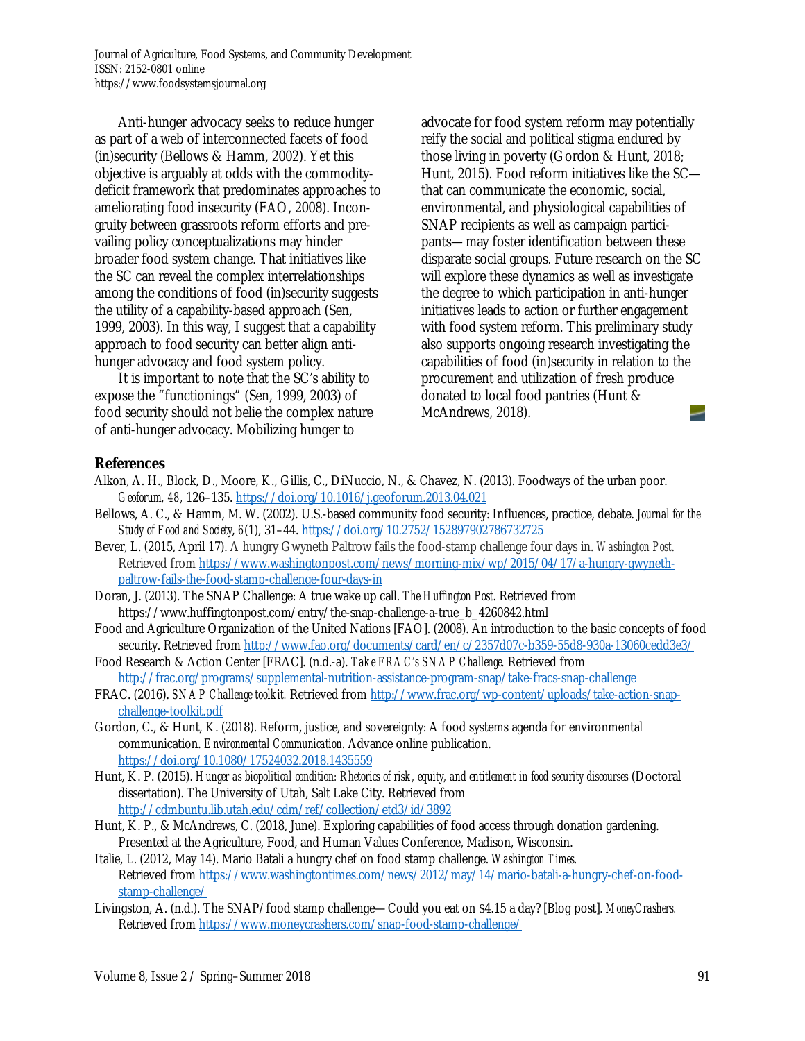Anti-hunger advocacy seeks to reduce hunger as part of a web of interconnected facets of food (in)security (Bellows & Hamm, 2002). Yet this objective is arguably at odds with the commodity-deficit framework that predominates approaches to ameliorating food insecurity (FAO, 2008). Incongruity between grassroots reform efforts and prevailing policy conceptualizations may hinder broader food system change. That initiatives like the SC can reveal the complex interrelationships among the conditions of food (in)security suggests the utility of a capability-based approach (Sen, 1999, 2003). In this way, I suggest that a capability approach to food security can better align anti-hunger advocacy and food system policy.

It is important to note that the SC's ability to expose the "functionings" (Sen, 1999, 2003) of food security should not belie the complex nature of anti-hunger advocacy. Mobilizing hunger to advocate for food system reform may potentially reify the social and political stigma endured by those living in poverty (Gordon & Hunt, 2018; Hunt, 2015). Food reform initiatives like the SC—that can communicate the economic, social, environmental, and physiological capabilities of SNAP recipients as well as campaign participants—may foster identification between these disparate social groups. Future research on the SC will explore these dynamics as well as investigate the degree to which participation in anti-hunger initiatives leads to action or further engagement with food system reform. This preliminary study also supports ongoing research investigating the capabilities of food (in)security in relation to the procurement and utilization of fresh produce donated to local food pantries (Hunt & McAndrews, 2018).

## References

Alkon, A. H., Block, D., Moore, K., Gillis, C., DiNuccio, N., & Chavez, N. (2013). Foodways of the urban poor. *Geoforum, 48,* 126–135. https://doi.org/10.1016/j.geoforum.2013.04.021

Bellows, A. C., & Hamm, M. W. (2002). U.S.-based community food security: Influences, practice, debate. *Journal for the Study of Food and Society*, *6*(1), 31–44. https://doi.org/10.2752/152897902786732725

Bever, L. (2015, April 17). A hungry Gwyneth Paltrow fails the food-stamp challenge four days in. *Washington Post*. Retrieved from https://www.washingtonpost.com/news/morning-mix/wp/2015/04/17/a-hungry-gwyneth-paltrow-fails-the-food-stamp-challenge-four-days-in

Doran, J. (2013). The SNAP Challenge: A true wake up call. *The Huffington Post*. Retrieved from https://www.huffingtonpost.com/entry/the-snap-challenge-a-true_b_4260842.html

Food and Agriculture Organization of the United Nations [FAO]. (2008). An introduction to the basic concepts of food security. Retrieved from http://www.fao.org/documents/card/en/c/2357d07c-b359-55d8-930a-13060cedd3e3/

Food Research & Action Center [FRAC]. (n.d.-a). *Take FRAC's SNAP Challenge.* Retrieved from http://frac.org/programs/supplemental-nutrition-assistance-program-snap/take-fracs-snap-challenge

FRAC. (2016). *SNAP Challenge toolkit.* Retrieved from http://www.frac.org/wp-content/uploads/take-action-snap-challenge-toolkit.pdf

Gordon, C., & Hunt, K. (2018). Reform, justice, and sovereignty: A food systems agenda for environmental communication. *Environmental Communication*. Advance online publication. https://doi.org/10.1080/17524032.2018.1435559

Hunt, K. P. (2015). *Hunger as biopolitical condition: Rhetorics of risk, equity, and entitlement in food security discourses* (Doctoral dissertation). The University of Utah, Salt Lake City. Retrieved from http://cdmbuntu.lib.utah.edu/cdm/ref/collection/etd3/id/3892

Hunt, K. P., & McAndrews, C. (2018, June). Exploring capabilities of food access through donation gardening. Presented at the Agriculture, Food, and Human Values Conference, Madison, Wisconsin.

Italie, L. (2012, May 14). Mario Batali a hungry chef on food stamp challenge. *Washington Times.* Retrieved from https://www.washingtontimes.com/news/2012/may/14/mario-batali-a-hungry-chef-on-food-stamp-challenge/

Livingston, A. (n.d.). The SNAP/food stamp challenge—Could you eat on $4.15 a day? [Blog post]. *MoneyCrashers.* Retrieved from https://www.moneycrashers.com/snap-food-stamp-challenge/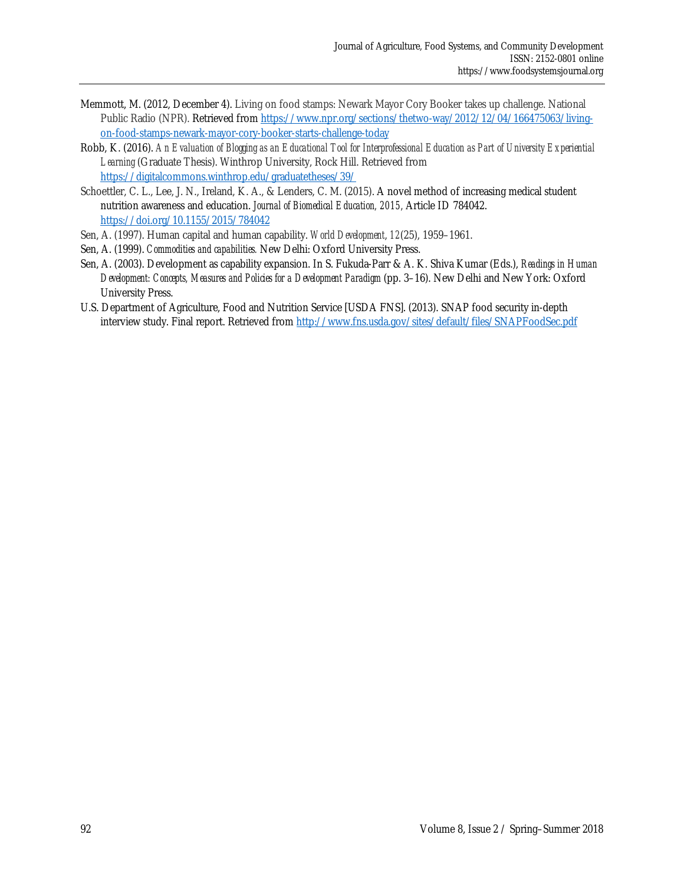Memmott, M. (2012, December 4). Living on food stamps: Newark Mayor Cory Booker takes up challenge. National Public Radio (NPR). Retrieved from https://www.npr.org/sections/thetwo-way/2012/12/04/166475063/living-on-food-stamps-newark-mayor-cory-booker-starts-challenge-today

Robb, K. (2016). *An Evaluation of Blogging as an Educational Tool for Interprofessional Education as Part of University Experiential Learning* (Graduate Thesis). Winthrop University, Rock Hill. Retrieved from https://digitalcommons.winthrop.edu/graduatetheses/39/

Schoettler, C. L., Lee, J. N., Ireland, K. A., & Lenders, C. M. (2015). A novel method of increasing medical student nutrition awareness and education. *Journal of Biomedical Education, 2015,* Article ID 784042. https://doi.org/10.1155/2015/784042

Sen, A. (1997). Human capital and human capability. *World Development, 12*(25), 1959–1961.

Sen, A. (1999). *Commodities and capabilities.* New Delhi: Oxford University Press.

Sen, A. (2003). Development as capability expansion. In S. Fukuda-Parr & A. K. Shiva Kumar (Eds.), *Readings in Human Development: Concepts, Measures and Policies for a Development Paradigm* (pp. 3–16). New Delhi and New York: Oxford University Press.

U.S. Department of Agriculture, Food and Nutrition Service [USDA FNS]. (2013). SNAP food security in-depth interview study. Final report. Retrieved from http://www.fns.usda.gov/sites/default/files/SNAPFoodSec.pdf